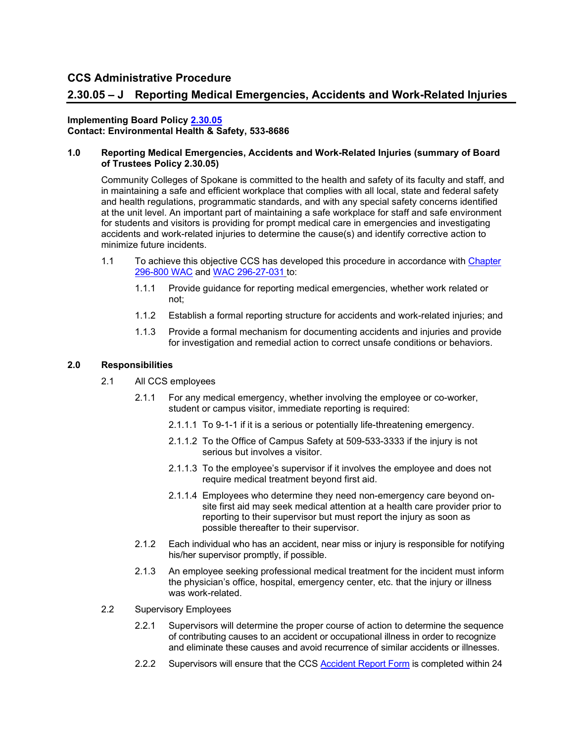# CCS Administrative Procedure

## 2.30.05 – J Reporting Medical Emergencies, Accidents and Work-Related Injuries

**Implementing Board Policy 2.30.05**
**Contact: Environmental Health & Safety, 533-8686**

### 1.0 Reporting Medical Emergencies, Accidents and Work-Related Injuries (summary of Board of Trustees Policy 2.30.05)

Community Colleges of Spokane is committed to the health and safety of its faculty and staff, and in maintaining a safe and efficient workplace that complies with all local, state and federal safety and health regulations, programmatic standards, and with any special safety concerns identified at the unit level. An important part of maintaining a safe workplace for staff and safe environment for students and visitors is providing for prompt medical care in emergencies and investigating accidents and work-related injuries to determine the cause(s) and identify corrective action to minimize future incidents.

1.1 To achieve this objective CCS has developed this procedure in accordance with Chapter 296-800 WAC and WAC 296-27-031 to:

1.1.1 Provide guidance for reporting medical emergencies, whether work related or not;

1.1.2 Establish a formal reporting structure for accidents and work-related injuries; and

1.1.3 Provide a formal mechanism for documenting accidents and injuries and provide for investigation and remedial action to correct unsafe conditions or behaviors.

### 2.0 Responsibilities

2.1 All CCS employees

2.1.1 For any medical emergency, whether involving the employee or co-worker, student or campus visitor, immediate reporting is required:

2.1.1.1 To 9-1-1 if it is a serious or potentially life-threatening emergency.

2.1.1.2 To the Office of Campus Safety at 509-533-3333 if the injury is not serious but involves a visitor.

2.1.1.3 To the employee's supervisor if it involves the employee and does not require medical treatment beyond first aid.

2.1.1.4 Employees who determine they need non-emergency care beyond on-site first aid may seek medical attention at a health care provider prior to reporting to their supervisor but must report the injury as soon as possible thereafter to their supervisor.

2.1.2 Each individual who has an accident, near miss or injury is responsible for notifying his/her supervisor promptly, if possible.

2.1.3 An employee seeking professional medical treatment for the incident must inform the physician's office, hospital, emergency center, etc. that the injury or illness was work-related.

2.2 Supervisory Employees

2.2.1 Supervisors will determine the proper course of action to determine the sequence of contributing causes to an accident or occupational illness in order to recognize and eliminate these causes and avoid recurrence of similar accidents or illnesses.

2.2.2 Supervisors will ensure that the CCS Accident Report Form is completed within 24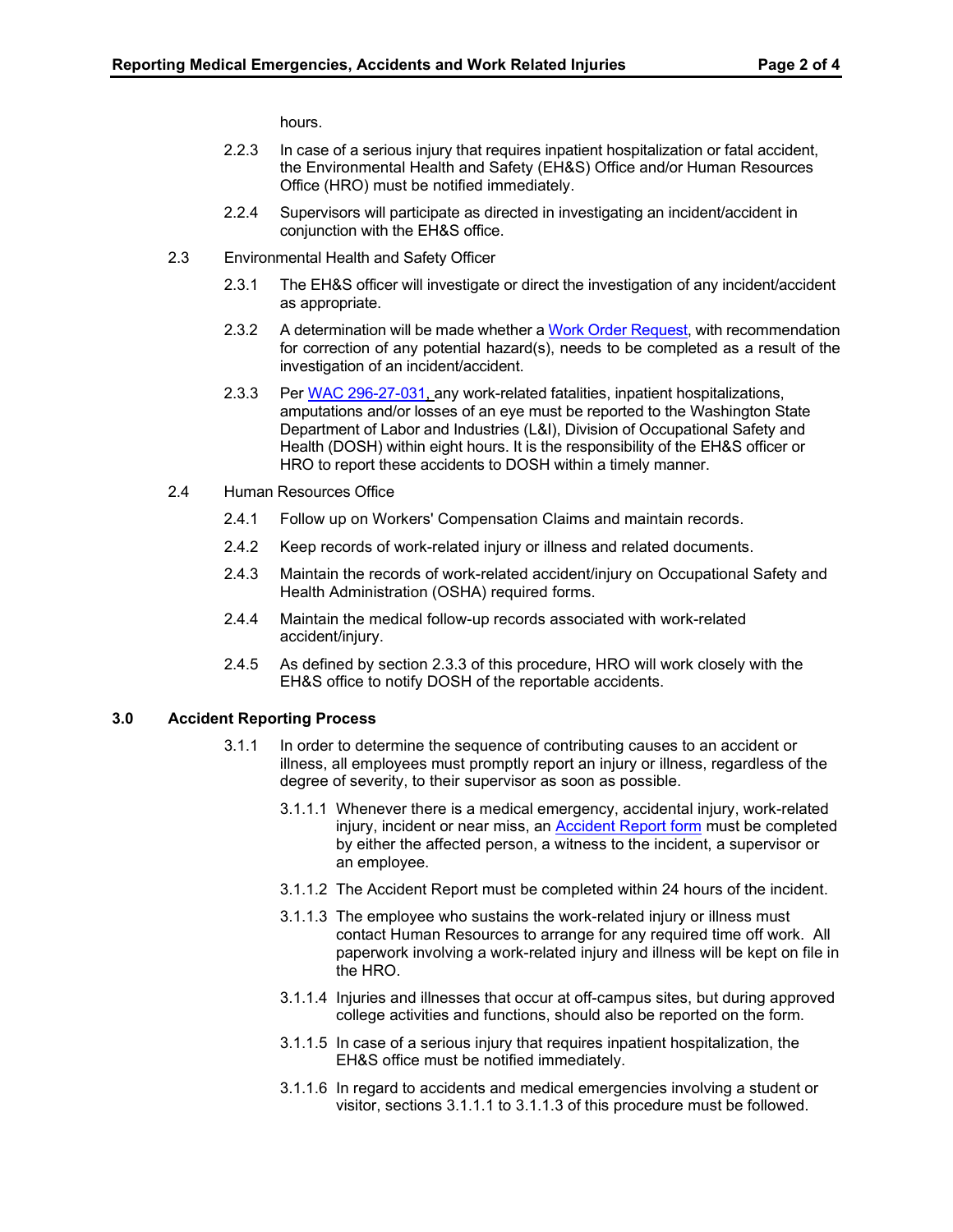hours.

2.2.3 In case of a serious injury that requires inpatient hospitalization or fatal accident, the Environmental Health and Safety (EH&S) Office and/or Human Resources Office (HRO) must be notified immediately.

2.2.4 Supervisors will participate as directed in investigating an incident/accident in conjunction with the EH&S office.

2.3 Environmental Health and Safety Officer

2.3.1 The EH&S officer will investigate or direct the investigation of any incident/accident as appropriate.

2.3.2 A determination will be made whether a Work Order Request, with recommendation for correction of any potential hazard(s), needs to be completed as a result of the investigation of an incident/accident.

2.3.3 Per WAC 296-27-031, any work-related fatalities, inpatient hospitalizations, amputations and/or losses of an eye must be reported to the Washington State Department of Labor and Industries (L&I), Division of Occupational Safety and Health (DOSH) within eight hours. It is the responsibility of the EH&S officer or HRO to report these accidents to DOSH within a timely manner.

2.4 Human Resources Office

2.4.1 Follow up on Workers' Compensation Claims and maintain records.

2.4.2 Keep records of work-related injury or illness and related documents.

2.4.3 Maintain the records of work-related accident/injury on Occupational Safety and Health Administration (OSHA) required forms.

2.4.4 Maintain the medical follow-up records associated with work-related accident/injury.

2.4.5 As defined by section 2.3.3 of this procedure, HRO will work closely with the EH&S office to notify DOSH of the reportable accidents.

## 3.0 Accident Reporting Process

3.1.1 In order to determine the sequence of contributing causes to an accident or illness, all employees must promptly report an injury or illness, regardless of the degree of severity, to their supervisor as soon as possible.

3.1.1.1 Whenever there is a medical emergency, accidental injury, work-related injury, incident or near miss, an Accident Report form must be completed by either the affected person, a witness to the incident, a supervisor or an employee.

3.1.1.2 The Accident Report must be completed within 24 hours of the incident.

3.1.1.3 The employee who sustains the work-related injury or illness must contact Human Resources to arrange for any required time off work. All paperwork involving a work-related injury and illness will be kept on file in the HRO.

3.1.1.4 Injuries and illnesses that occur at off-campus sites, but during approved college activities and functions, should also be reported on the form.

3.1.1.5 In case of a serious injury that requires inpatient hospitalization, the EH&S office must be notified immediately.

3.1.1.6 In regard to accidents and medical emergencies involving a student or visitor, sections 3.1.1.1 to 3.1.1.3 of this procedure must be followed.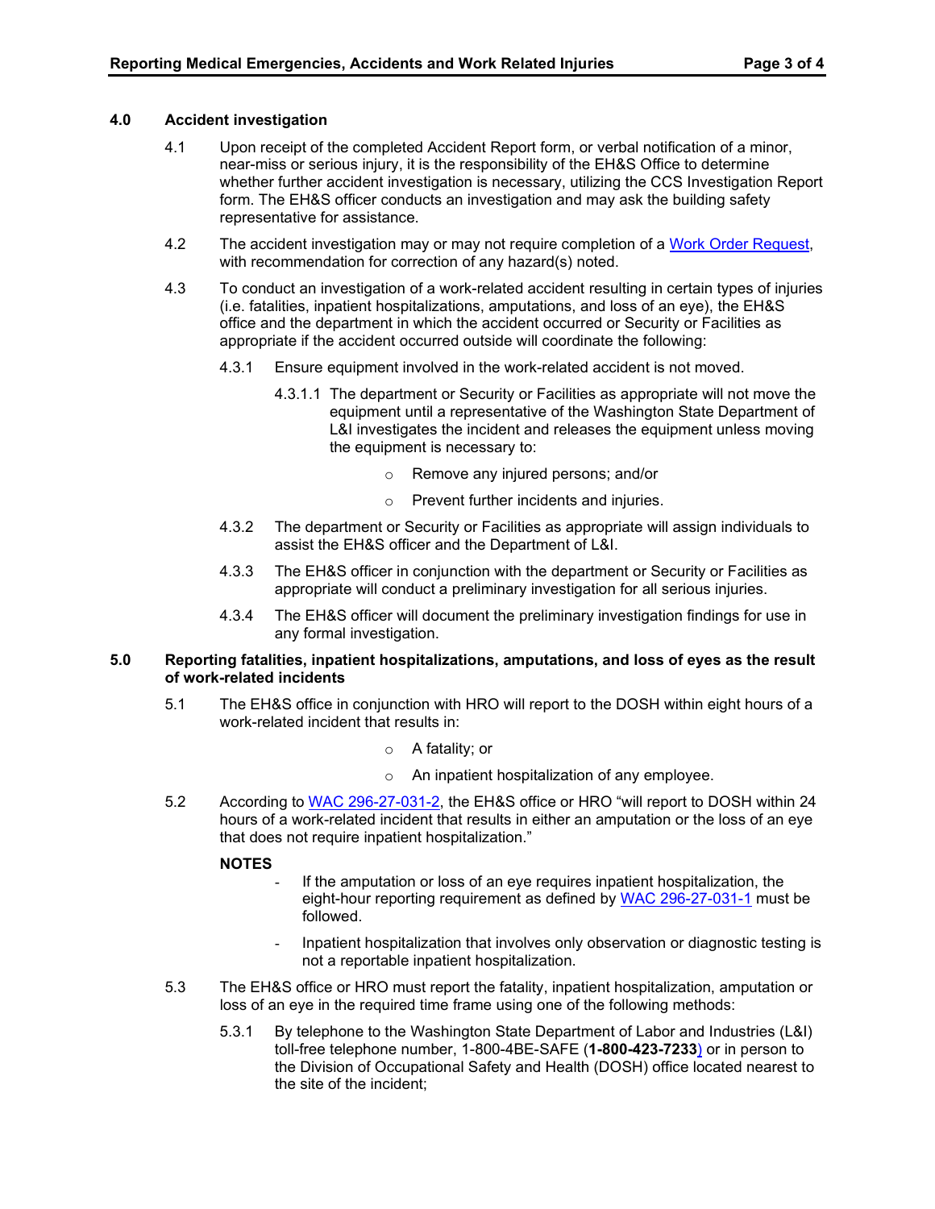## 4.0 Accident investigation

4.1 Upon receipt of the completed Accident Report form, or verbal notification of a minor, near-miss or serious injury, it is the responsibility of the EH&S Office to determine whether further accident investigation is necessary, utilizing the CCS Investigation Report form. The EH&S officer conducts an investigation and may ask the building safety representative for assistance.

4.2 The accident investigation may or may not require completion of a Work Order Request, with recommendation for correction of any hazard(s) noted.

4.3 To conduct an investigation of a work-related accident resulting in certain types of injuries (i.e. fatalities, inpatient hospitalizations, amputations, and loss of an eye), the EH&S office and the department in which the accident occurred or Security or Facilities as appropriate if the accident occurred outside will coordinate the following:

4.3.1 Ensure equipment involved in the work-related accident is not moved.

4.3.1.1 The department or Security or Facilities as appropriate will not move the equipment until a representative of the Washington State Department of L&I investigates the incident and releases the equipment unless moving the equipment is necessary to:

- Remove any injured persons; and/or
- Prevent further incidents and injuries.

4.3.2 The department or Security or Facilities as appropriate will assign individuals to assist the EH&S officer and the Department of L&I.

4.3.3 The EH&S officer in conjunction with the department or Security or Facilities as appropriate will conduct a preliminary investigation for all serious injuries.

4.3.4 The EH&S officer will document the preliminary investigation findings for use in any formal investigation.

## 5.0 Reporting fatalities, inpatient hospitalizations, amputations, and loss of eyes as the result of work-related incidents

5.1 The EH&S office in conjunction with HRO will report to the DOSH within eight hours of a work-related incident that results in:

- A fatality; or
- An inpatient hospitalization of any employee.

5.2 According to WAC 296-27-031-2, the EH&S office or HRO "will report to DOSH within 24 hours of a work-related incident that results in either an amputation or the loss of an eye that does not require inpatient hospitalization."

**NOTES**

- If the amputation or loss of an eye requires inpatient hospitalization, the eight-hour reporting requirement as defined by WAC 296-27-031-1 must be followed.
- Inpatient hospitalization that involves only observation or diagnostic testing is not a reportable inpatient hospitalization.

5.3 The EH&S office or HRO must report the fatality, inpatient hospitalization, amputation or loss of an eye in the required time frame using one of the following methods:

5.3.1 By telephone to the Washington State Department of Labor and Industries (L&I) toll-free telephone number, 1-800-4BE-SAFE (**1-800-423-7233**) or in person to the Division of Occupational Safety and Health (DOSH) office located nearest to the site of the incident;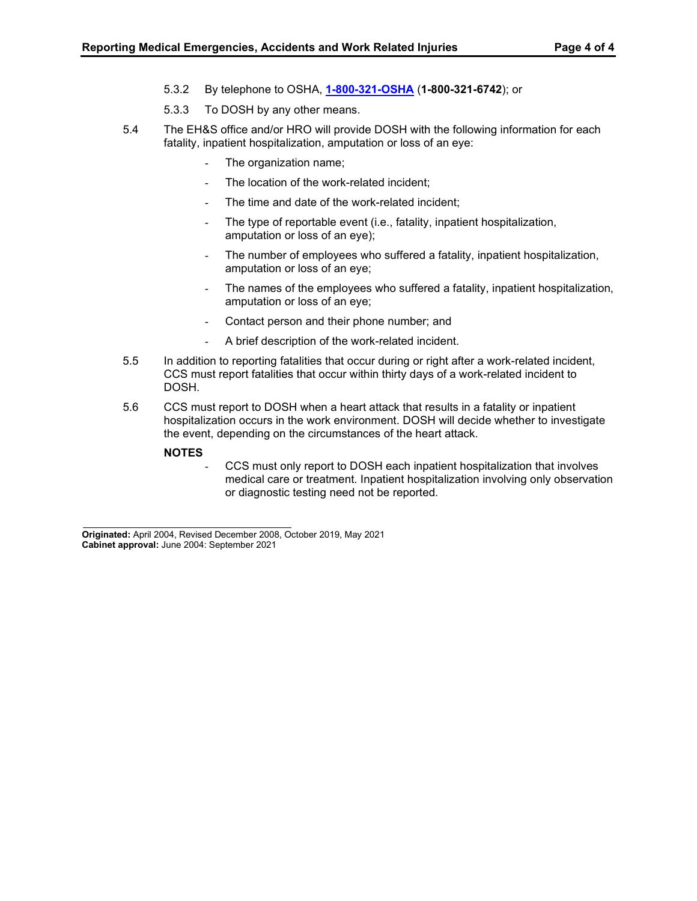5.3.2 By telephone to OSHA, **1-800-321-OSHA** (**1-800-321-6742**); or

5.3.3 To DOSH by any other means.

5.4 The EH&S office and/or HRO will provide DOSH with the following information for each fatality, inpatient hospitalization, amputation or loss of an eye:

- The organization name;
- The location of the work-related incident;
- The time and date of the work-related incident;
- The type of reportable event (i.e., fatality, inpatient hospitalization, amputation or loss of an eye);
- The number of employees who suffered a fatality, inpatient hospitalization, amputation or loss of an eye;
- The names of the employees who suffered a fatality, inpatient hospitalization, amputation or loss of an eye;
- Contact person and their phone number; and
- A brief description of the work-related incident.

5.5 In addition to reporting fatalities that occur during or right after a work-related incident, CCS must report fatalities that occur within thirty days of a work-related incident to DOSH.

5.6 CCS must report to DOSH when a heart attack that results in a fatality or inpatient hospitalization occurs in the work environment. DOSH will decide whether to investigate the event, depending on the circumstances of the heart attack.

**NOTES**

- CCS must only report to DOSH each inpatient hospitalization that involves medical care or treatment. Inpatient hospitalization involving only observation or diagnostic testing need not be reported.

---

**Originated:** April 2004, Revised December 2008, October 2019, May 2021
**Cabinet approval:** June 2004: September 2021